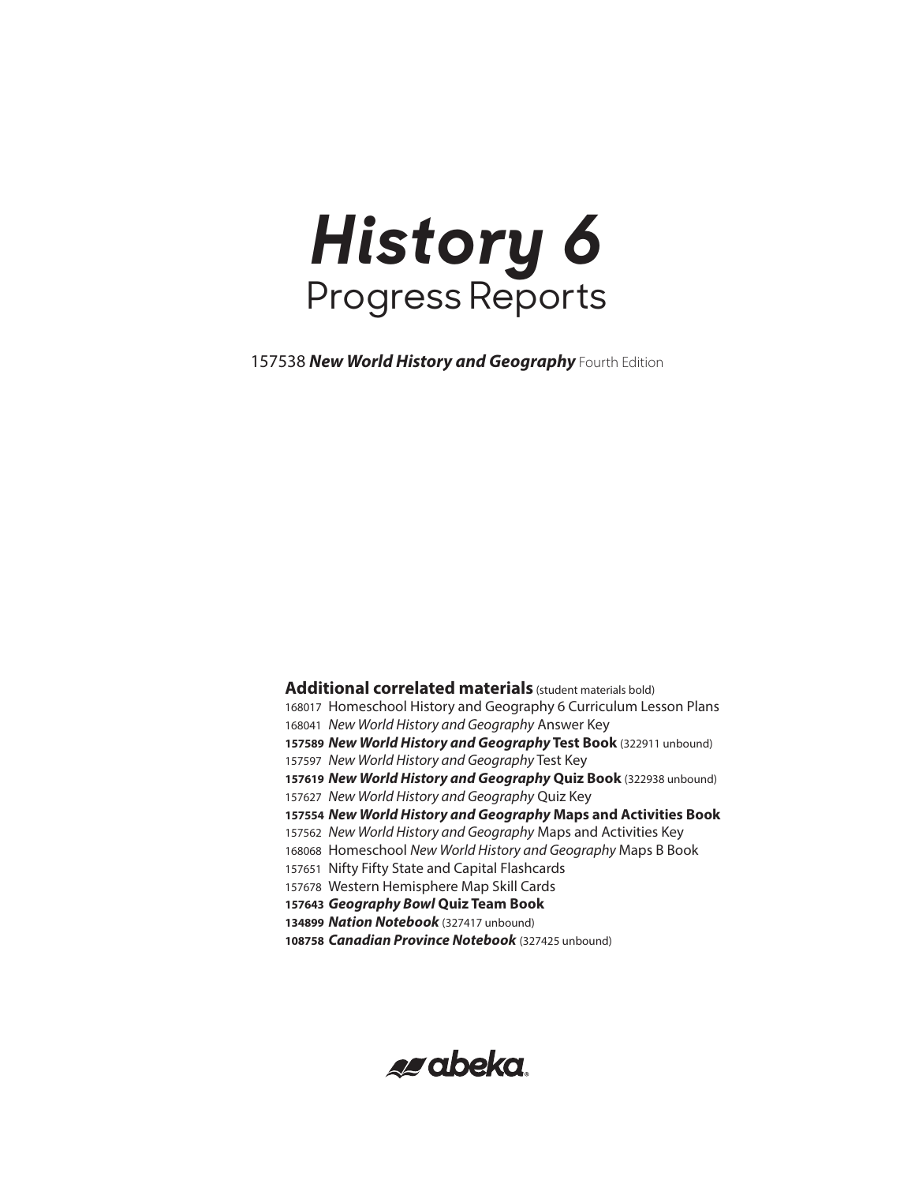# *History 6*
## Progress Reports

157538 ***New World History and Geography*** Fourth Edition

**Additional correlated materials** (student materials bold)

168017 Homeschool History and Geography 6 Curriculum Lesson Plans
168041 *New World History and Geography* Answer Key
**157589 *New World History and Geography* Test Book** (322911 unbound)
157597 *New World History and Geography* Test Key
**157619 *New World History and Geography* Quiz Book** (322938 unbound)
157627 *New World History and Geography* Quiz Key
**157554 *New World History and Geography* Maps and Activities Book**
157562 *New World History and Geography* Maps and Activities Key
168068 Homeschool *New World History and Geography* Maps B Book
157651 Nifty Fifty State and Capital Flashcards
157678 Western Hemisphere Map Skill Cards
**157643 *Geography Bowl* Quiz Team Book**
**134899 *Nation Notebook*** (327417 unbound)
**108758 *Canadian Province Notebook*** (327425 unbound)

abeka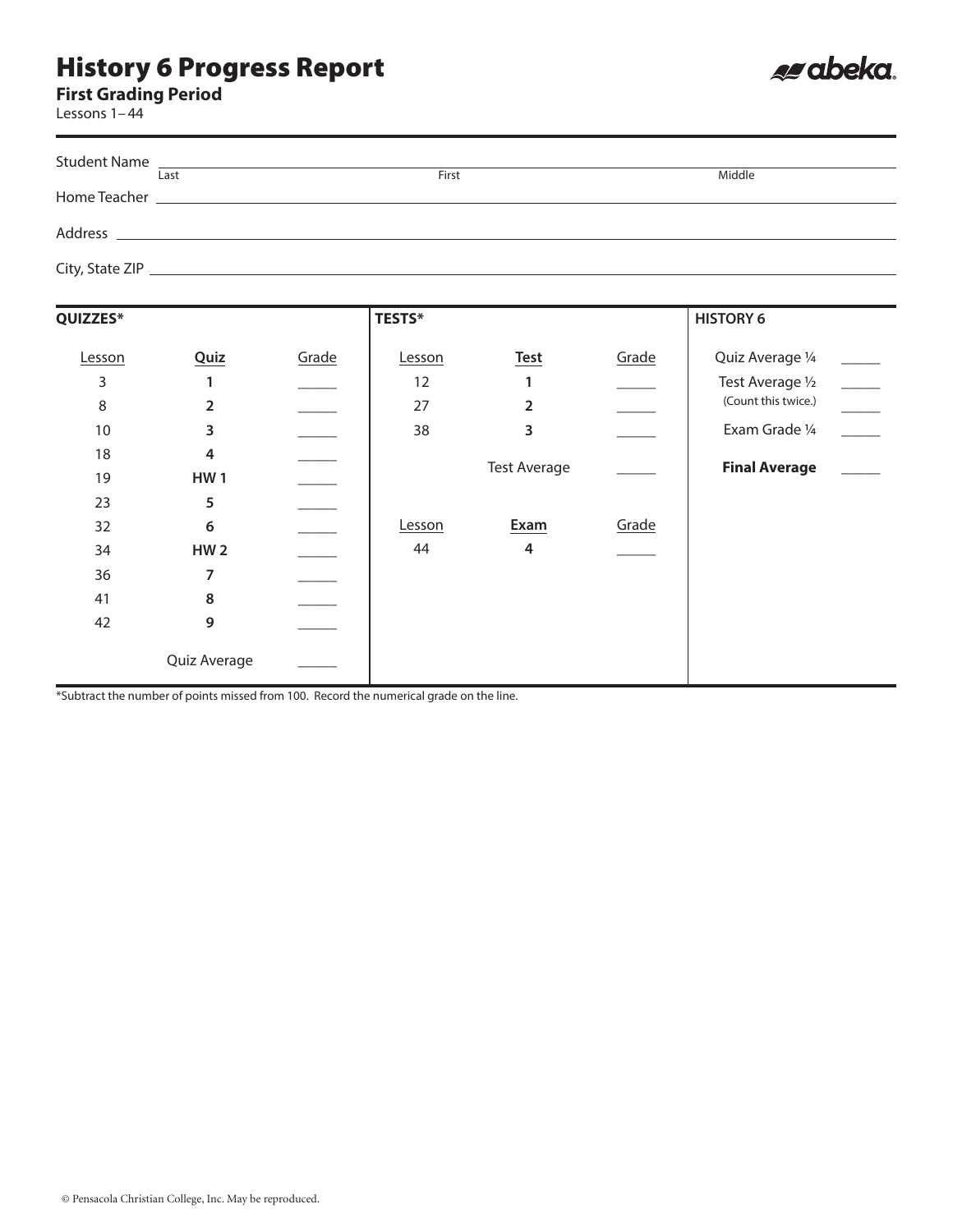# History 6 Progress Report

**First Grading Period**

Lessons 1– 44

abeka

Student Name ______________________________________________
Last First Middle

Home Teacher ______________________________________________

Address ______________________________________________

City, State ZIP ______________________________________________

**QUIZZES***

| Lesson | Quiz | Grade |
|---|---|---|
| 3 | **1** | _____ |
| 8 | **2** | _____ |
| 10 | **3** | _____ |
| 18 | **4** | _____ |
| 19 | **HW 1** | _____ |
| 23 | **5** | _____ |
| 32 | **6** | _____ |
| 34 | **HW 2** | _____ |
| 36 | **7** | _____ |
| 41 | **8** | _____ |
| 42 | **9** | _____ |
| | Quiz Average | _____ |

**TESTS***

| Lesson | Test | Grade |
|---|---|---|
| 12 | **1** | _____ |
| 27 | **2** | _____ |
| 38 | **3** | _____ |
| | Test Average | _____ |

| Lesson | Exam | Grade |
|---|---|---|
| 44 | **4** | _____ |

**HISTORY 6**

| | |
|---|---|
| Quiz Average ¼ | _____ |
| Test Average ½ | _____ |
| (Count this twice.) | _____ |
| Exam Grade ¼ | _____ |
| **Final Average** | _____ |

*Subtract the number of points missed from 100. Record the numerical grade on the line.

© Pensacola Christian College, Inc. May be reproduced.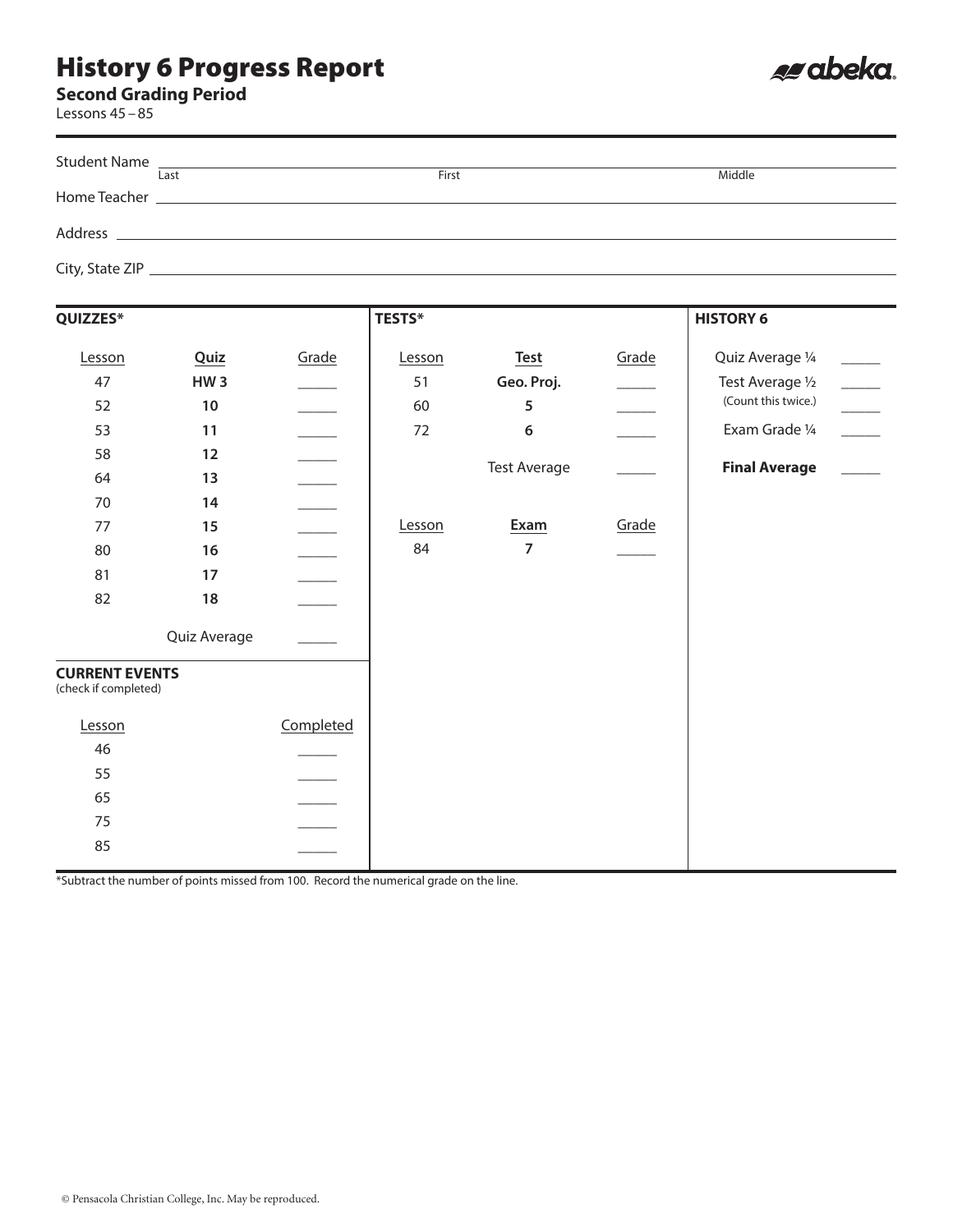# History 6 Progress Report

**Second Grading Period**

Lessons 45 – 85

Student Name ______________________________________________
Last                    First                    Middle

Home Teacher ______________________________________________

Address ______________________________________________

City, State ZIP ______________________________________________

**QUIZZES***

| Lesson | Quiz | Grade |
|---|---|---|
| 47 | **HW 3** | _____ |
| 52 | **10** | _____ |
| 53 | **11** | _____ |
| 58 | **12** | _____ |
| 64 | **13** | _____ |
| 70 | **14** | _____ |
| 77 | **15** | _____ |
| 80 | **16** | _____ |
| 81 | **17** | _____ |
| 82 | **18** | _____ |
| | Quiz Average | _____ |

**CURRENT EVENTS**
(check if completed)

| Lesson | Completed |
|---|---|
| 46 | _____ |
| 55 | _____ |
| 65 | _____ |
| 75 | _____ |
| 85 | _____ |

**TESTS***

| Lesson | Test | Grade |
|---|---|---|
| 51 | **Geo. Proj.** | _____ |
| 60 | **5** | _____ |
| 72 | **6** | _____ |
| | Test Average | _____ |

| Lesson | Exam | Grade |
|---|---|---|
| 84 | **7** | _____ |

**HISTORY 6**

| | |
|---|---|
| Quiz Average ¼ | _____ |
| Test Average ½ | _____ |
| (Count this twice.) | _____ |
| Exam Grade ¼ | _____ |
| **Final Average** | _____ |

*Subtract the number of points missed from 100. Record the numerical grade on the line.

© Pensacola Christian College, Inc. May be reproduced.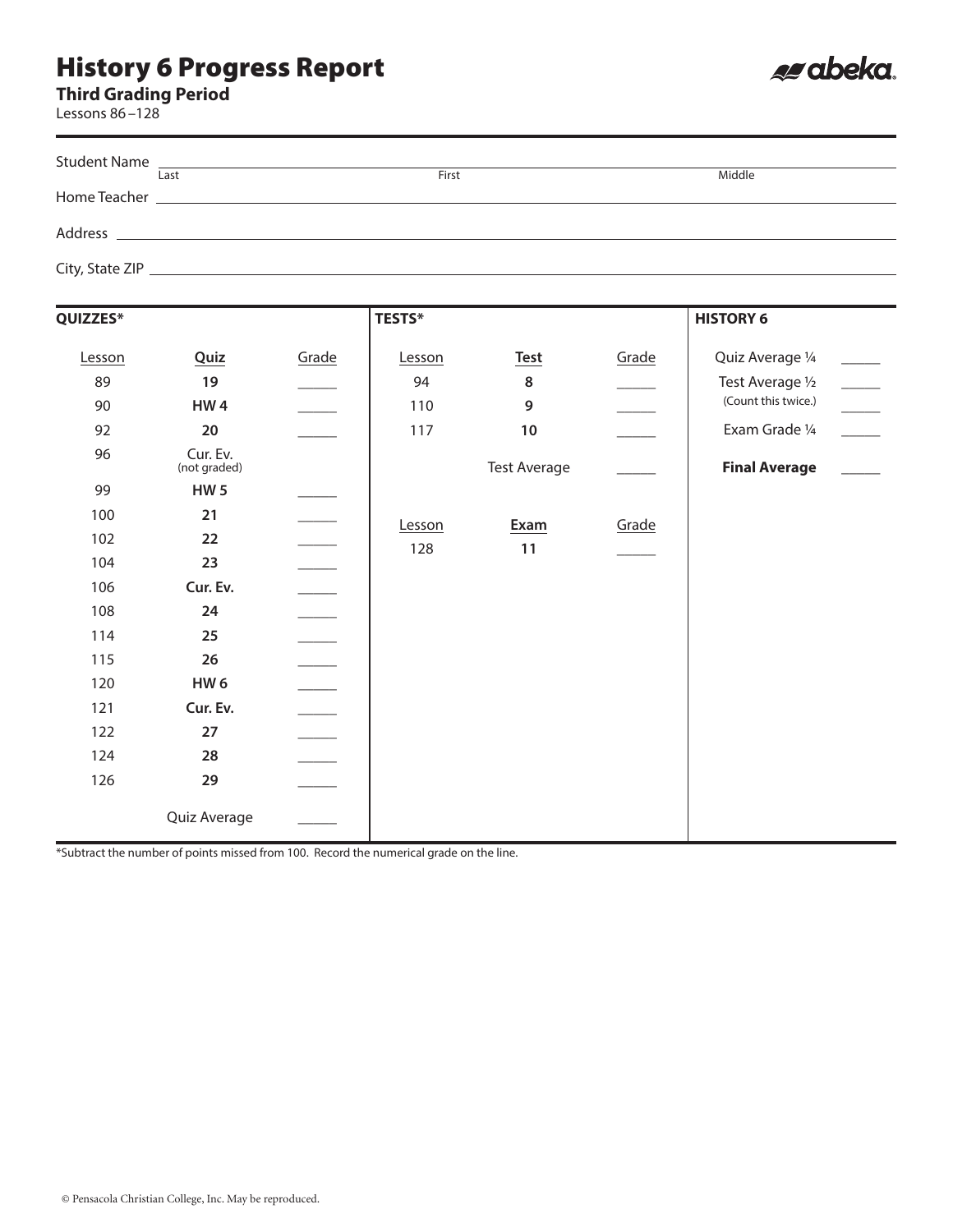# History 6 Progress Report

**Third Grading Period**

Lessons 86 –128

Student Name ______________________________________________
Last First Middle

Home Teacher ______________________________________________

Address ______________________________________________

City, State ZIP ______________________________________________

**QUIZZES***

| Lesson | Quiz | Grade |
|---|---|---|
| 89 | **19** | _____ |
| 90 | **HW 4** | _____ |
| 92 | **20** | _____ |
| 96 | Cur. Ev. (not graded) | |
| 99 | **HW 5** | _____ |
| 100 | **21** | _____ |
| 102 | **22** | _____ |
| 104 | **23** | _____ |
| 106 | **Cur. Ev.** | _____ |
| 108 | **24** | _____ |
| 114 | **25** | _____ |
| 115 | **26** | _____ |
| 120 | **HW 6** | _____ |
| 121 | **Cur. Ev.** | _____ |
| 122 | **27** | _____ |
| 124 | **28** | _____ |
| 126 | **29** | _____ |
| | Quiz Average | _____ |

**TESTS***

| Lesson | Test | Grade |
|---|---|---|
| 94 | **8** | _____ |
| 110 | **9** | _____ |
| 117 | **10** | _____ |
| | Test Average | _____ |

| Lesson | Exam | Grade |
|---|---|---|
| 128 | **11** | _____ |

**HISTORY 6**

| | |
|---|---|
| Quiz Average ¼ | _____ |
| Test Average ½ | _____ |
| (Count this twice.) | _____ |
| Exam Grade ¼ | _____ |
| **Final Average** | _____ |

*Subtract the number of points missed from 100. Record the numerical grade on the line.

© Pensacola Christian College, Inc. May be reproduced.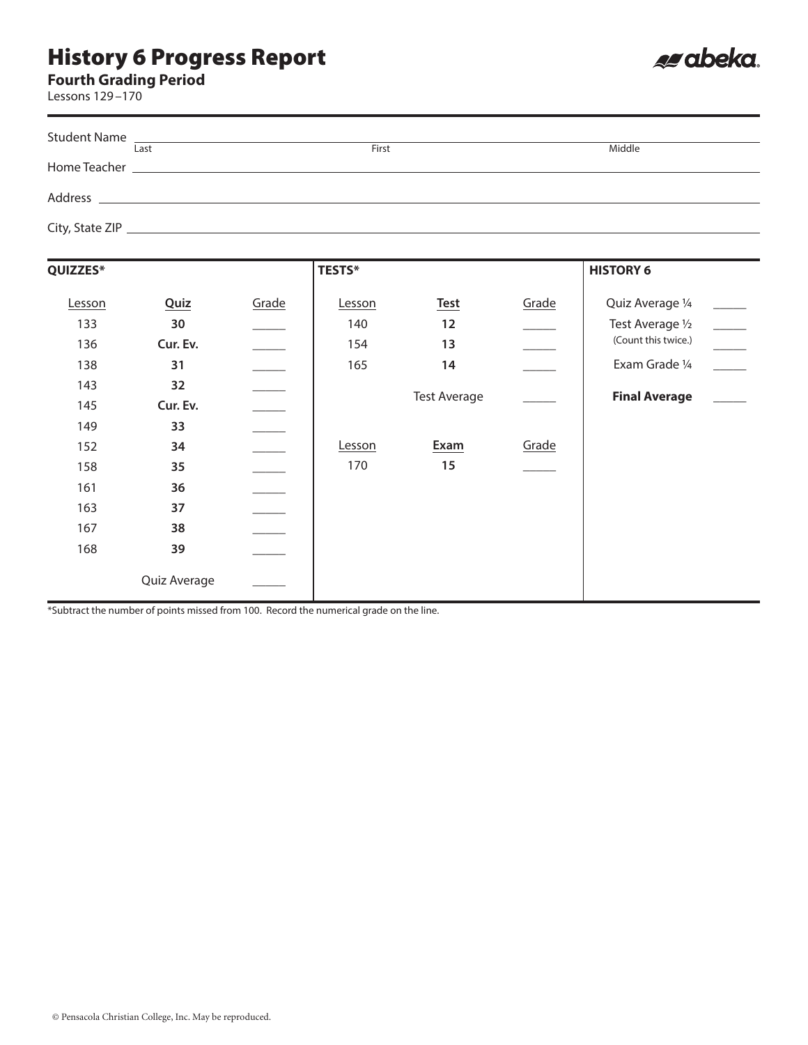# History 6 Progress Report

**Fourth Grading Period**

Lessons 129 – 170

abeka

Student Name ______________________________
Last First Middle

Home Teacher ______________________________

Address ______________________________

City, State ZIP ______________________________

**QUIZZES***

| Lesson | Quiz | Grade |
|---|---|---|
| 133 | **30** | _____ |
| 136 | **Cur. Ev.** | _____ |
| 138 | **31** | _____ |
| 143 | **32** | _____ |
| 145 | **Cur. Ev.** | _____ |
| 149 | **33** | _____ |
| 152 | **34** | _____ |
| 158 | **35** | _____ |
| 161 | **36** | _____ |
| 163 | **37** | _____ |
| 167 | **38** | _____ |
| 168 | **39** | _____ |
| | Quiz Average | _____ |

**TESTS***

| Lesson | Test | Grade |
|---|---|---|
| 140 | **12** | _____ |
| 154 | **13** | _____ |
| 165 | **14** | _____ |
| | Test Average | _____ |

| Lesson | Exam | Grade |
|---|---|---|
| 170 | **15** | _____ |

**HISTORY 6**

| | |
|---|---|
| Quiz Average ¼ | _____ |
| Test Average ½ | _____ |
| (Count this twice.) | _____ |
| Exam Grade ¼ | _____ |
| **Final Average** | _____ |

*Subtract the number of points missed from 100. Record the numerical grade on the line.

© Pensacola Christian College, Inc. May be reproduced.